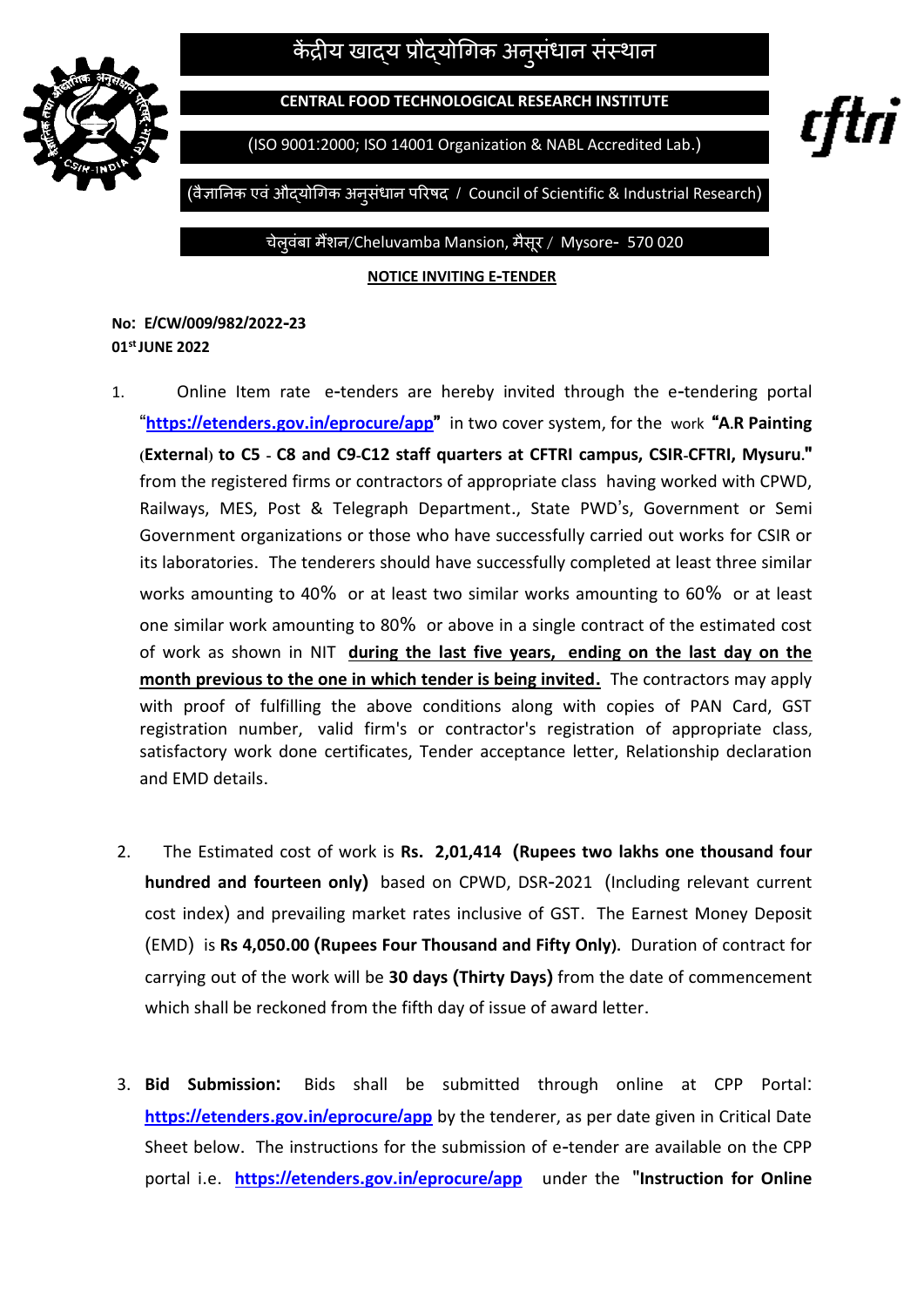# केंद्रीय खाद्य प्रौद्योगिक अनुसंधान संस्थान

**CENTRAL FOOD TECHNOLOGICAL RESEARCH INSTITUTE**

(ISO 9001:2000; ISO 14001 Organization & NABL Accredited Lab.)

(वैज्ञानिक एवं औद्योगिक अनुसंधान परिषद / Council of Scientific & Industrial Research)

चेलुवंबा मैंशन/Cheluvamba Mansion, मैसूर / Mysore- 570 020

cftri

**NOTICE INVITING E-TENDER**

**No: E/CW/009/982/2022-23**
**01st JUNE 2022**

1. Online Item rate e-tenders are hereby invited through the e-tendering portal "**https://etenders.gov.in/eprocure/app**" in two cover system, for the work **"A.R Painting (External) to C5 - C8 and C9-C12 staff quarters at CFTRI campus, CSIR-CFTRI, Mysuru."** from the registered firms or contractors of appropriate class having worked with CPWD, Railways, MES, Post & Telegraph Department., State PWD's, Government or Semi Government organizations or those who have successfully carried out works for CSIR or its laboratories. The tenderers should have successfully completed at least three similar works amounting to 40% or at least two similar works amounting to 60% or at least one similar work amounting to 80% or above in a single contract of the estimated cost of work as shown in NIT **during the last five years, ending on the last day on the month previous to the one in which tender is being invited.** The contractors may apply with proof of fulfilling the above conditions along with copies of PAN Card, GST registration number, valid firm's or contractor's registration of appropriate class, satisfactory work done certificates, Tender acceptance letter, Relationship declaration and EMD details.

2. The Estimated cost of work is **Rs. 2,01,414 (Rupees two lakhs one thousand four hundred and fourteen only)** based on CPWD, DSR-2021 (Including relevant current cost index) and prevailing market rates inclusive of GST. The Earnest Money Deposit (EMD) is **Rs 4,050.00 (Rupees Four Thousand and Fifty Only).** Duration of contract for carrying out of the work will be **30 days (Thirty Days)** from the date of commencement which shall be reckoned from the fifth day of issue of award letter.

3. **Bid Submission:** Bids shall be submitted through online at CPP Portal: **https://etenders.gov.in/eprocure/app** by the tenderer, as per date given in Critical Date Sheet below. The instructions for the submission of e-tender are available on the CPP portal i.e. **https://etenders.gov.in/eprocure/app** under the **"Instruction for Online**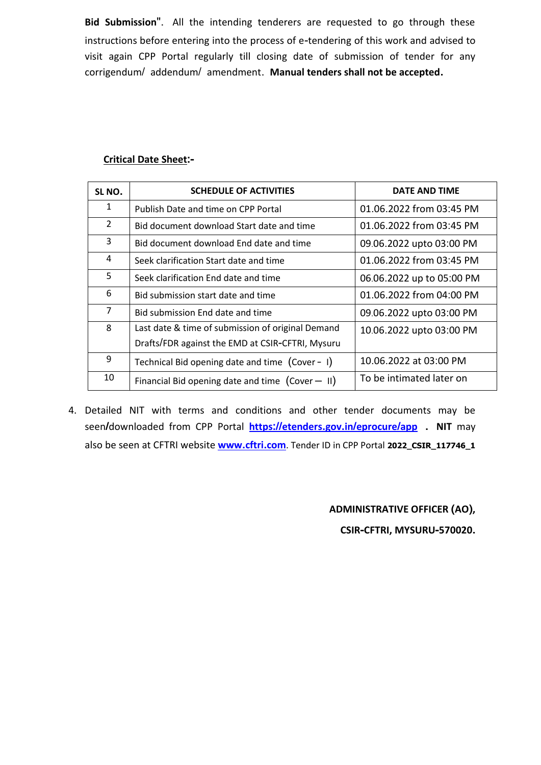**Bid Submission"**. All the intending tenderers are requested to go through these instructions before entering into the process of e-tendering of this work and advised to visit again CPP Portal regularly till closing date of submission of tender for any corrigendum/ addendum/ amendment. **Manual tenders shall not be accepted.**

**Critical Date Sheet:-**

| SL NO. | SCHEDULE OF ACTIVITIES | DATE AND TIME |
|---|---|---|
| 1 | Publish Date and time on CPP Portal | 01.06.2022 from 03:45 PM |
| 2 | Bid document download Start date and time | 01.06.2022 from 03:45 PM |
| 3 | Bid document download End date and time | 09.06.2022 upto 03:00 PM |
| 4 | Seek clarification Start date and time | 01.06.2022 from 03:45 PM |
| 5 | Seek clarification End date and time | 06.06.2022 up to 05:00 PM |
| 6 | Bid submission start date and time | 01.06.2022 from 04:00 PM |
| 7 | Bid submission End date and time | 09.06.2022 upto 03:00 PM |
| 8 | Last date & time of submission of original Demand Drafts/FDR against the EMD at CSIR-CFTRI, Mysuru | 10.06.2022 upto 03:00 PM |
| 9 | Technical Bid opening date and time (Cover - I) | 10.06.2022 at 03:00 PM |
| 10 | Financial Bid opening date and time (Cover – II) | To be intimated later on |

4. Detailed NIT with terms and conditions and other tender documents may be seen/downloaded from CPP Portal **https://etenders.gov.in/eprocure/app** . **NIT** may also be seen at CFTRI website **www.cftri.com**. Tender ID in CPP Portal **2022_CSIR_117746_1**

**ADMINISTRATIVE OFFICER (AO),**

**CSIR-CFTRI, MYSURU-570020.**